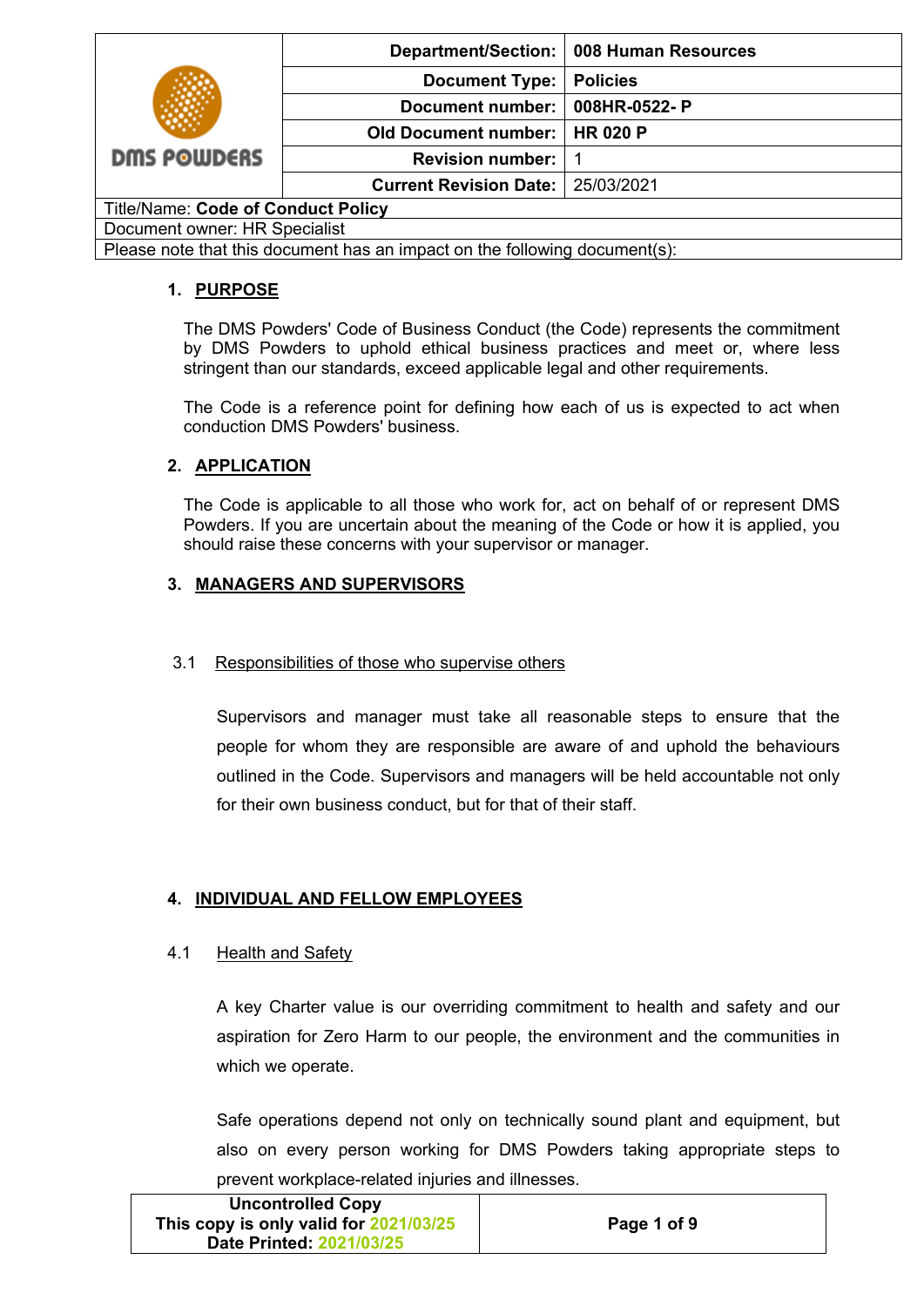| | Department/Section: | 008 Human Resources |
|---|---|---|
| DMS POWDERS | Document Type: | Policies |
| | Document number: | 008HR-0522- P |
| | Old Document number: | HR 020 P |
| | Revision number: | 1 |
| | Current Revision Date: | 25/03/2021 |

Title/Name: **Code of Conduct Policy**

Document owner: HR Specialist

Please note that this document has an impact on the following document(s):

## 1. PURPOSE

The DMS Powders' Code of Business Conduct (the Code) represents the commitment by DMS Powders to uphold ethical business practices and meet or, where less stringent than our standards, exceed applicable legal and other requirements.

The Code is a reference point for defining how each of us is expected to act when conduction DMS Powders' business.

## 2. APPLICATION

The Code is applicable to all those who work for, act on behalf of or represent DMS Powders. If you are uncertain about the meaning of the Code or how it is applied, you should raise these concerns with your supervisor or manager.

## 3. MANAGERS AND SUPERVISORS

### 3.1 Responsibilities of those who supervise others

Supervisors and manager must take all reasonable steps to ensure that the people for whom they are responsible are aware of and uphold the behaviours outlined in the Code. Supervisors and managers will be held accountable not only for their own business conduct, but for that of their staff.

## 4. INDIVIDUAL AND FELLOW EMPLOYEES

### 4.1 Health and Safety

A key Charter value is our overriding commitment to health and safety and our aspiration for Zero Harm to our people, the environment and the communities in which we operate.

Safe operations depend not only on technically sound plant and equipment, but also on every person working for DMS Powders taking appropriate steps to prevent workplace-related injuries and illnesses.

**Uncontrolled Copy**
**This copy is only valid for 2021/03/25**
**Date Printed: 2021/03/25**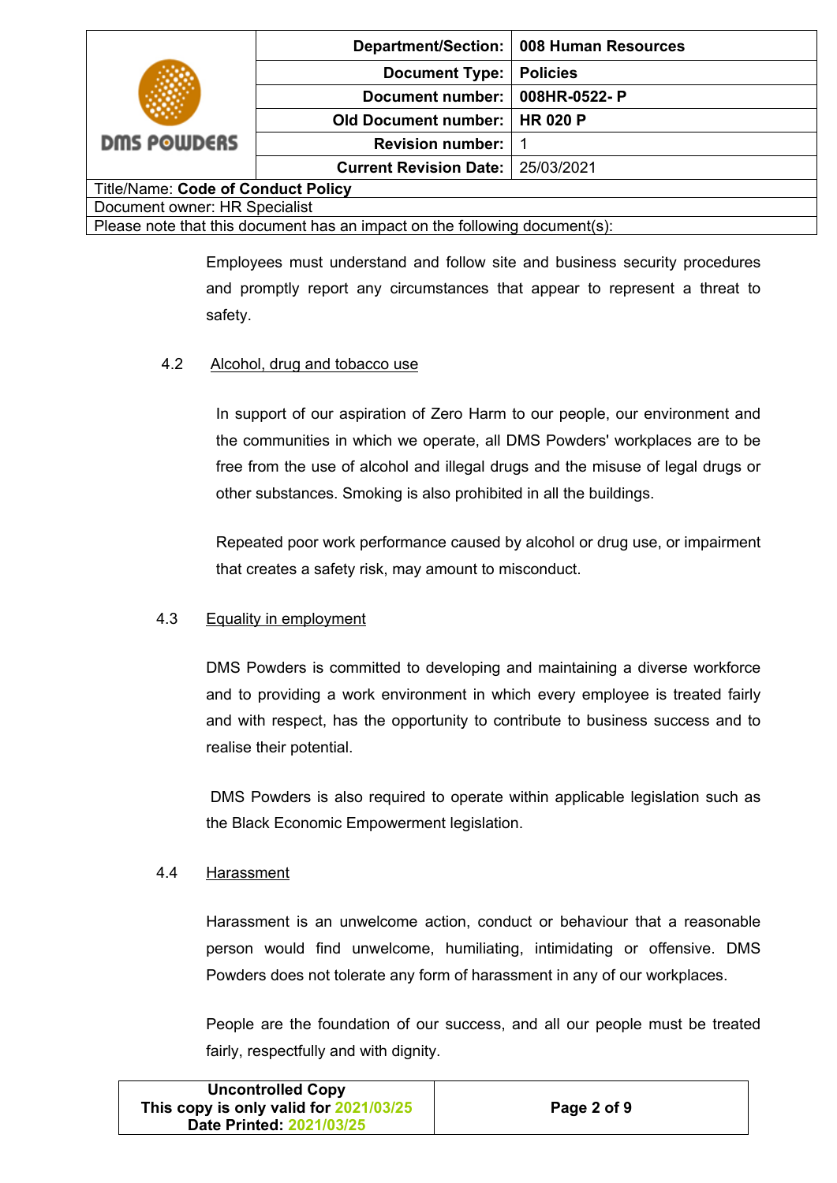Employees must understand and follow site and business security procedures and promptly report any circumstances that appear to represent a threat to safety.

4.2 Alcohol, drug and tobacco use

In support of our aspiration of Zero Harm to our people, our environment and the communities in which we operate, all DMS Powders' workplaces are to be free from the use of alcohol and illegal drugs and the misuse of legal drugs or other substances. Smoking is also prohibited in all the buildings.

Repeated poor work performance caused by alcohol or drug use, or impairment that creates a safety risk, may amount to misconduct.

4.3 Equality in employment

DMS Powders is committed to developing and maintaining a diverse workforce and to providing a work environment in which every employee is treated fairly and with respect, has the opportunity to contribute to business success and to realise their potential.

DMS Powders is also required to operate within applicable legislation such as the Black Economic Empowerment legislation.

4.4 Harassment

Harassment is an unwelcome action, conduct or behaviour that a reasonable person would find unwelcome, humiliating, intimidating or offensive. DMS Powders does not tolerate any form of harassment in any of our workplaces.

People are the foundation of our success, and all our people must be treated fairly, respectfully and with dignity.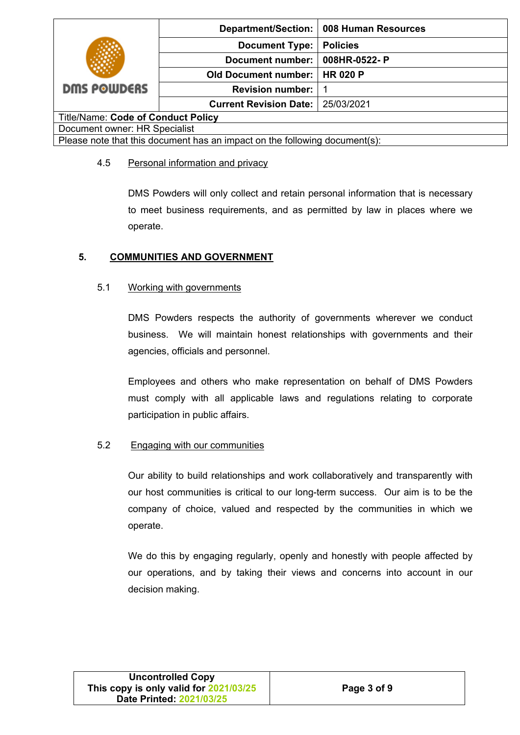### 4.5 Personal information and privacy

DMS Powders will only collect and retain personal information that is necessary to meet business requirements, and as permitted by law in places where we operate.

## 5. COMMUNITIES AND GOVERNMENT

### 5.1 Working with governments

DMS Powders respects the authority of governments wherever we conduct business. We will maintain honest relationships with governments and their agencies, officials and personnel.

Employees and others who make representation on behalf of DMS Powders must comply with all applicable laws and regulations relating to corporate participation in public affairs.

### 5.2 Engaging with our communities

Our ability to build relationships and work collaboratively and transparently with our host communities is critical to our long-term success. Our aim is to be the company of choice, valued and respected by the communities in which we operate.

We do this by engaging regularly, openly and honestly with people affected by our operations, and by taking their views and concerns into account in our decision making.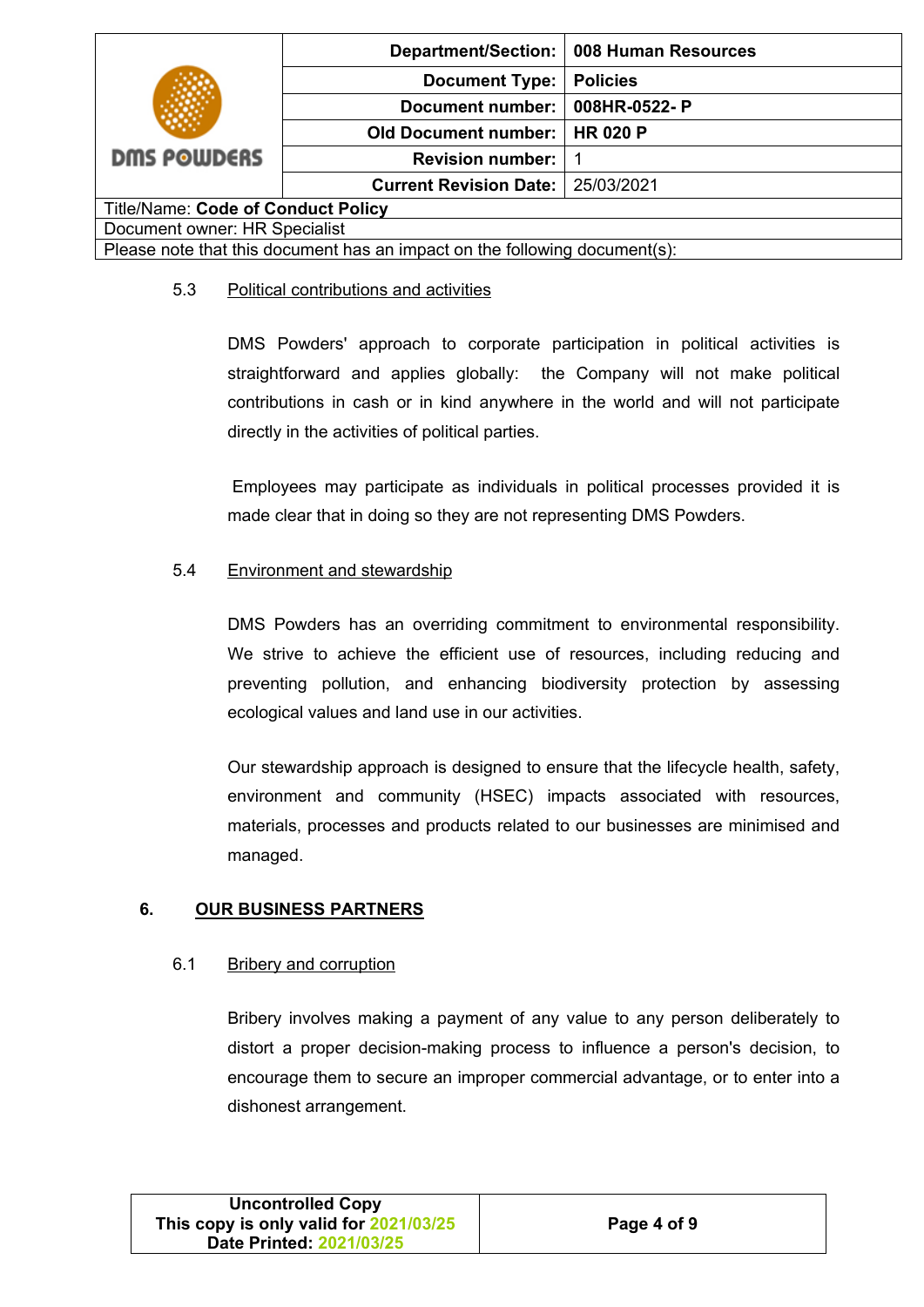#### 5.3 Political contributions and activities

DMS Powders' approach to corporate participation in political activities is straightforward and applies globally: the Company will not make political contributions in cash or in kind anywhere in the world and will not participate directly in the activities of political parties.

Employees may participate as individuals in political processes provided it is made clear that in doing so they are not representing DMS Powders.

#### 5.4 Environment and stewardship

DMS Powders has an overriding commitment to environmental responsibility. We strive to achieve the efficient use of resources, including reducing and preventing pollution, and enhancing biodiversity protection by assessing ecological values and land use in our activities.

Our stewardship approach is designed to ensure that the lifecycle health, safety, environment and community (HSEC) impacts associated with resources, materials, processes and products related to our businesses are minimised and managed.

### 6. OUR BUSINESS PARTNERS

#### 6.1 Bribery and corruption

Bribery involves making a payment of any value to any person deliberately to distort a proper decision-making process to influence a person's decision, to encourage them to secure an improper commercial advantage, or to enter into a dishonest arrangement.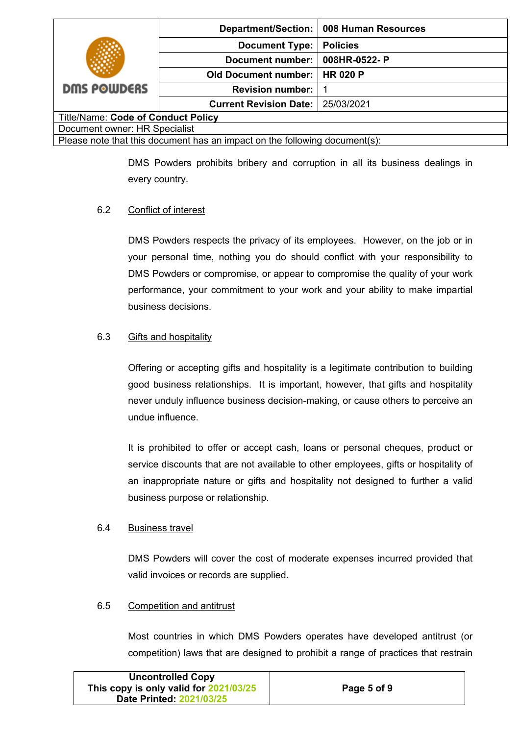DMS Powders prohibits bribery and corruption in all its business dealings in every country.

### 6.2 Conflict of interest

DMS Powders respects the privacy of its employees. However, on the job or in your personal time, nothing you do should conflict with your responsibility to DMS Powders or compromise, or appear to compromise the quality of your work performance, your commitment to your work and your ability to make impartial business decisions.

### 6.3 Gifts and hospitality

Offering or accepting gifts and hospitality is a legitimate contribution to building good business relationships. It is important, however, that gifts and hospitality never unduly influence business decision-making, or cause others to perceive an undue influence.

It is prohibited to offer or accept cash, loans or personal cheques, product or service discounts that are not available to other employees, gifts or hospitality of an inappropriate nature or gifts and hospitality not designed to further a valid business purpose or relationship.

### 6.4 Business travel

DMS Powders will cover the cost of moderate expenses incurred provided that valid invoices or records are supplied.

### 6.5 Competition and antitrust

Most countries in which DMS Powders operates have developed antitrust (or competition) laws that are designed to prohibit a range of practices that restrain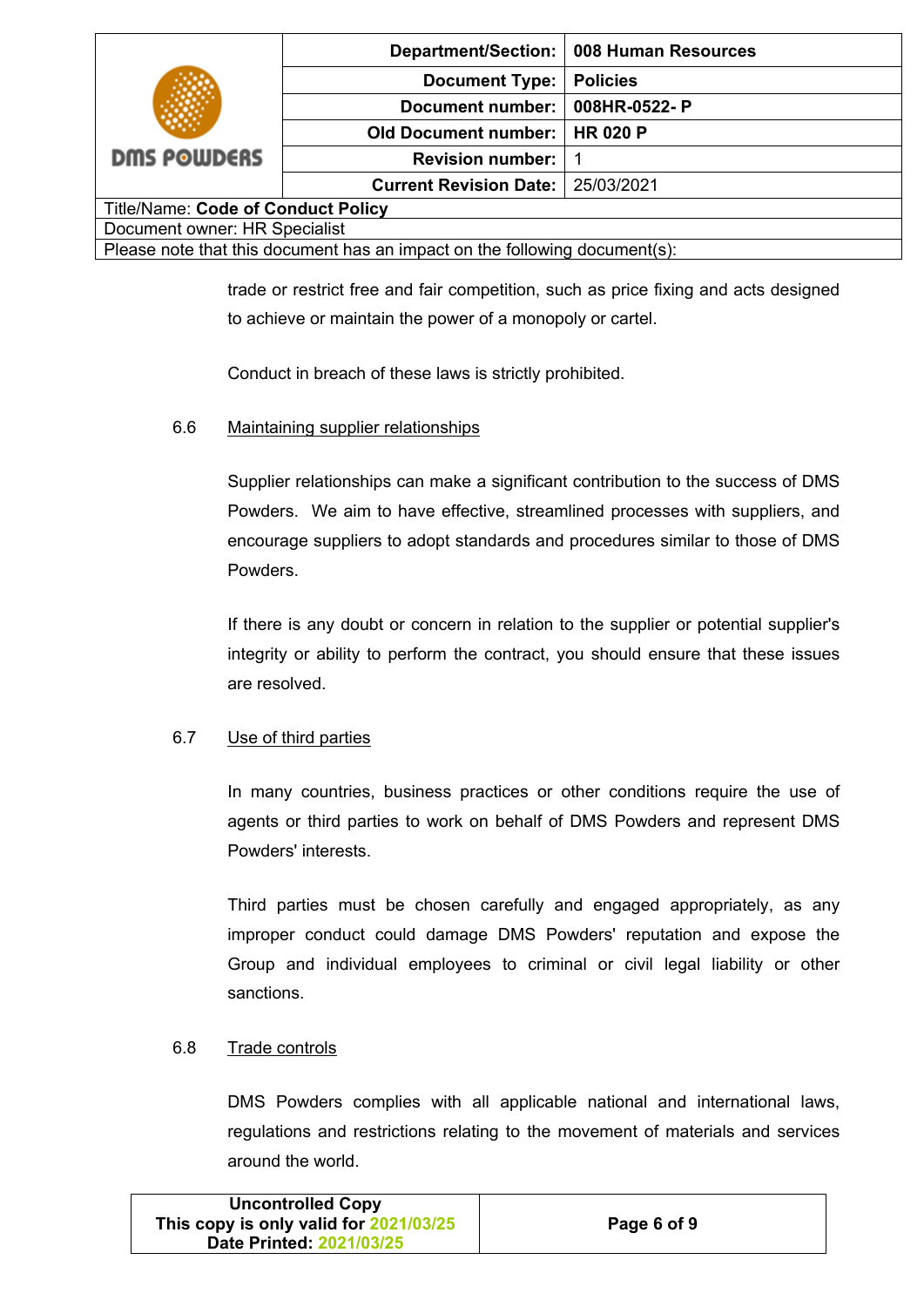trade or restrict free and fair competition, such as price fixing and acts designed to achieve or maintain the power of a monopoly or cartel.

Conduct in breach of these laws is strictly prohibited.

6.6 Maintaining supplier relationships

Supplier relationships can make a significant contribution to the success of DMS Powders. We aim to have effective, streamlined processes with suppliers, and encourage suppliers to adopt standards and procedures similar to those of DMS Powders.

If there is any doubt or concern in relation to the supplier or potential supplier's integrity or ability to perform the contract, you should ensure that these issues are resolved.

6.7 Use of third parties

In many countries, business practices or other conditions require the use of agents or third parties to work on behalf of DMS Powders and represent DMS Powders' interests.

Third parties must be chosen carefully and engaged appropriately, as any improper conduct could damage DMS Powders' reputation and expose the Group and individual employees to criminal or civil legal liability or other sanctions.

6.8 Trade controls

DMS Powders complies with all applicable national and international laws, regulations and restrictions relating to the movement of materials and services around the world.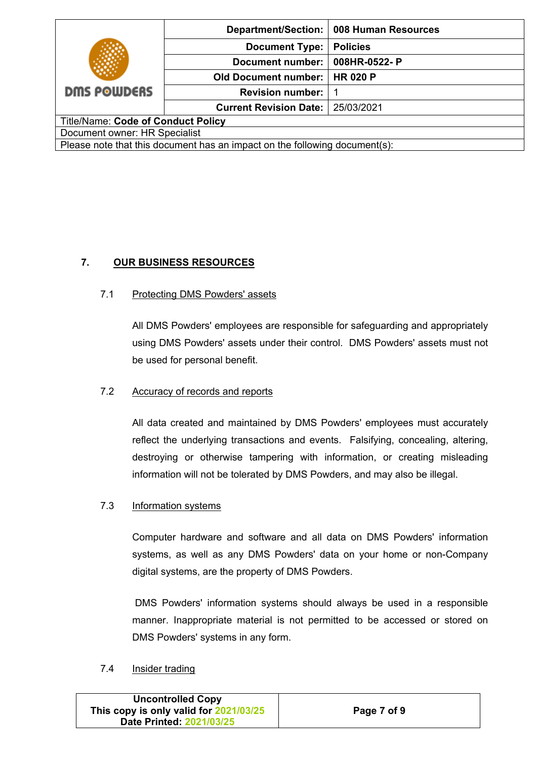## 7. OUR BUSINESS RESOURCES

### 7.1 Protecting DMS Powders' assets

All DMS Powders' employees are responsible for safeguarding and appropriately using DMS Powders' assets under their control. DMS Powders' assets must not be used for personal benefit.

### 7.2 Accuracy of records and reports

All data created and maintained by DMS Powders' employees must accurately reflect the underlying transactions and events. Falsifying, concealing, altering, destroying or otherwise tampering with information, or creating misleading information will not be tolerated by DMS Powders, and may also be illegal.

### 7.3 Information systems

Computer hardware and software and all data on DMS Powders' information systems, as well as any DMS Powders' data on your home or non-Company digital systems, are the property of DMS Powders.

DMS Powders' information systems should always be used in a responsible manner. Inappropriate material is not permitted to be accessed or stored on DMS Powders' systems in any form.

### 7.4 Insider trading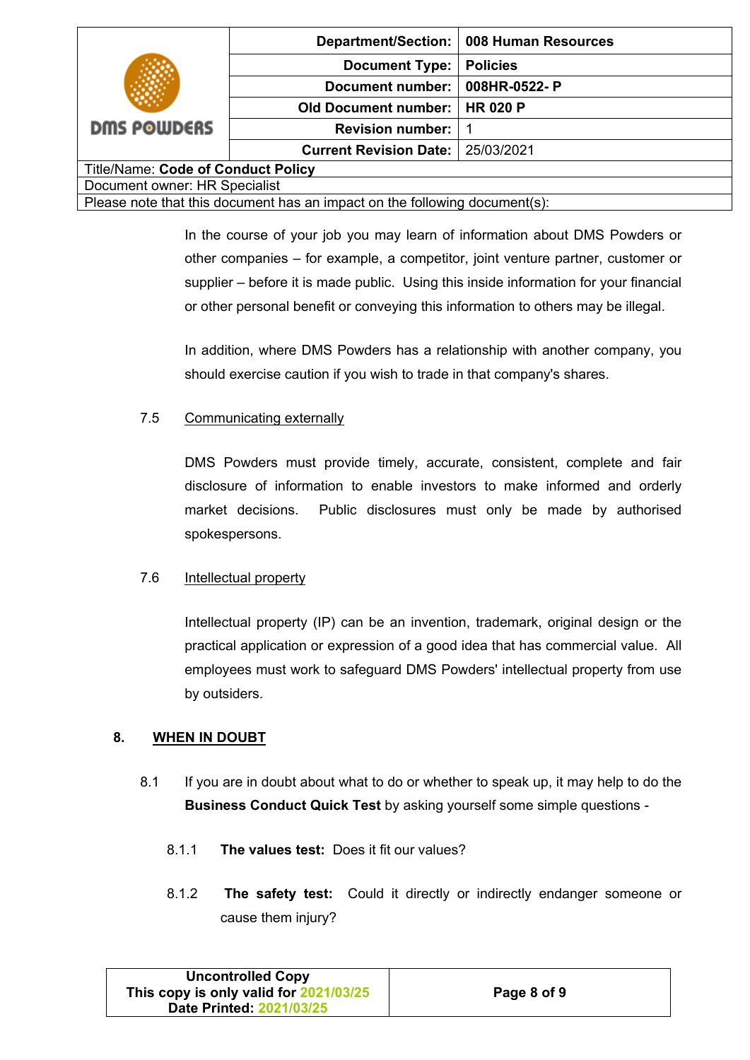In the course of your job you may learn of information about DMS Powders or other companies – for example, a competitor, joint venture partner, customer or supplier – before it is made public. Using this inside information for your financial or other personal benefit or conveying this information to others may be illegal.

In addition, where DMS Powders has a relationship with another company, you should exercise caution if you wish to trade in that company's shares.

7.5 Communicating externally

DMS Powders must provide timely, accurate, consistent, complete and fair disclosure of information to enable investors to make informed and orderly market decisions. Public disclosures must only be made by authorised spokespersons.

7.6 Intellectual property

Intellectual property (IP) can be an invention, trademark, original design or the practical application or expression of a good idea that has commercial value. All employees must work to safeguard DMS Powders' intellectual property from use by outsiders.

## 8. WHEN IN DOUBT

8.1 If you are in doubt about what to do or whether to speak up, it may help to do the **Business Conduct Quick Test** by asking yourself some simple questions -

8.1.1 **The values test:** Does it fit our values?

8.1.2 **The safety test:** Could it directly or indirectly endanger someone or cause them injury?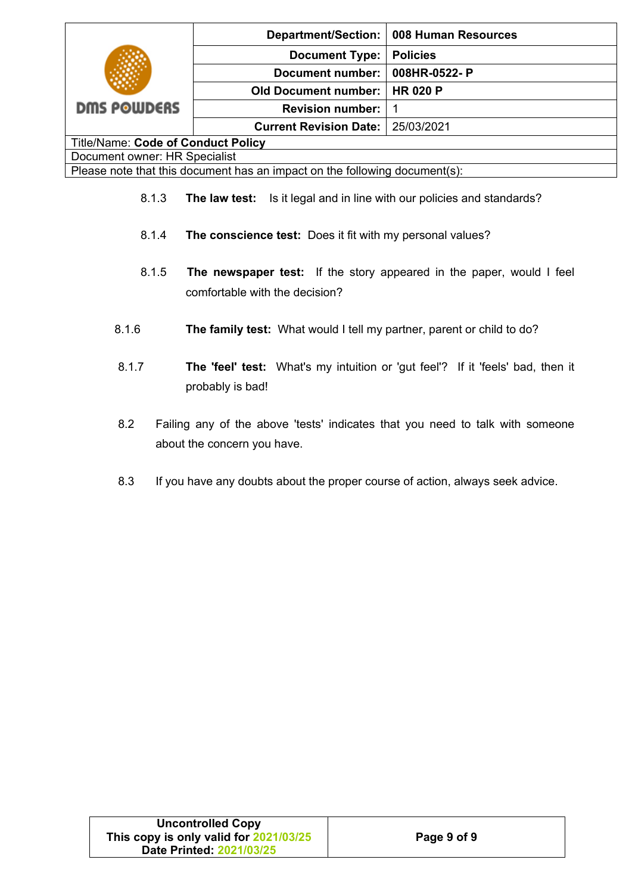8.1.3 **The law test:** Is it legal and in line with our policies and standards?

8.1.4 **The conscience test:** Does it fit with my personal values?

8.1.5 **The newspaper test:** If the story appeared in the paper, would I feel comfortable with the decision?

8.1.6 **The family test:** What would I tell my partner, parent or child to do?

8.1.7 **The 'feel' test:** What's my intuition or 'gut feel'? If it 'feels' bad, then it probably is bad!

8.2 Failing any of the above 'tests' indicates that you need to talk with someone about the concern you have.

8.3 If you have any doubts about the proper course of action, always seek advice.